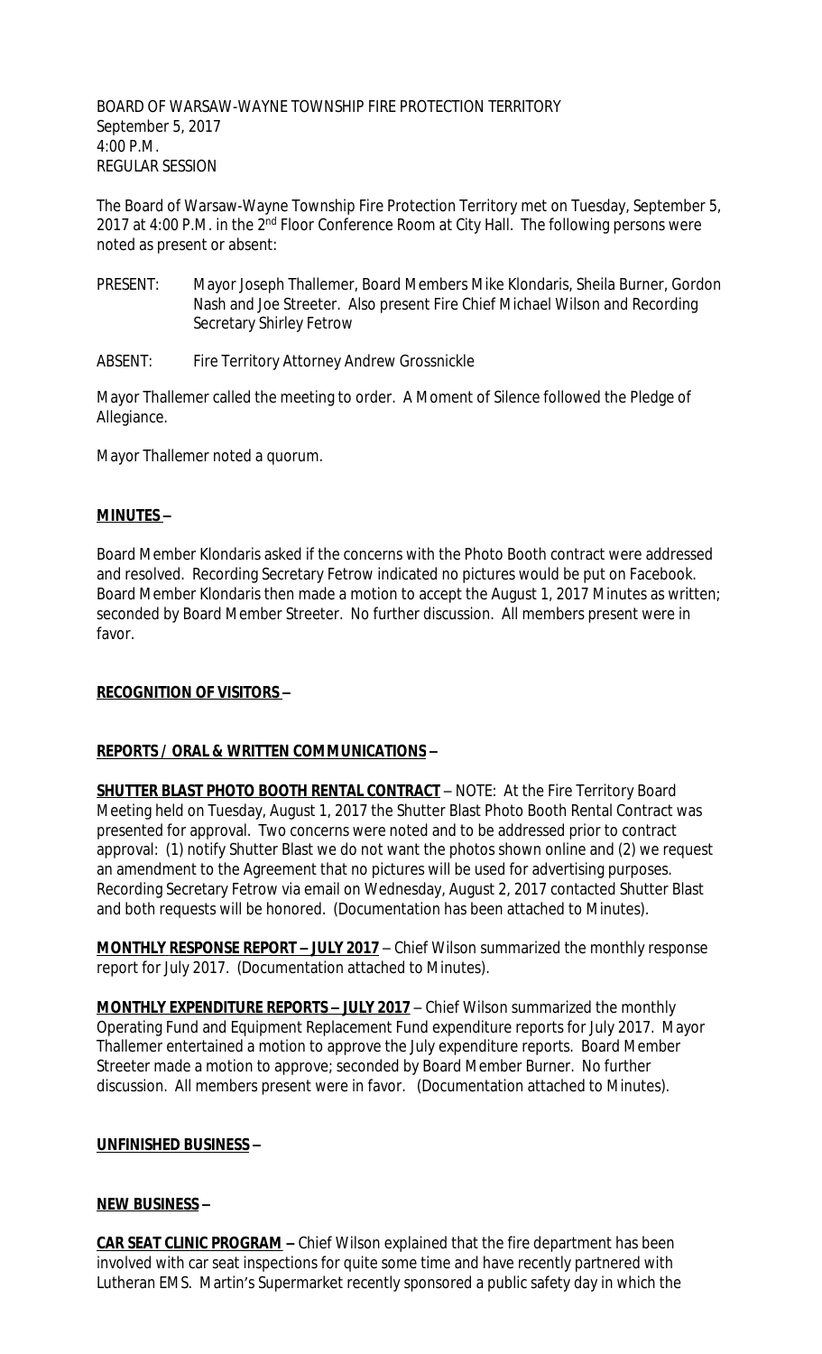BOARD OF WARSAW-WAYNE TOWNSHIP FIRE PROTECTION TERRITORY
September 5, 2017
4:00 P.M.
REGULAR SESSION

The Board of Warsaw-Wayne Township Fire Protection Territory met on Tuesday, September 5, 2017 at 4:00 P.M. in the 2nd Floor Conference Room at City Hall. The following persons were noted as present or absent:

PRESENT: Mayor Joseph Thallemer, Board Members Mike Klondaris, Sheila Burner, Gordon Nash and Joe Streeter. Also present Fire Chief Michael Wilson and Recording Secretary Shirley Fetrow

ABSENT: Fire Territory Attorney Andrew Grossnickle

Mayor Thallemer called the meeting to order. A Moment of Silence followed the Pledge of Allegiance.

Mayor Thallemer noted a quorum.

**MINUTES –**

Board Member Klondaris asked if the concerns with the Photo Booth contract were addressed and resolved. Recording Secretary Fetrow indicated no pictures would be put on Facebook. Board Member Klondaris then made a motion to accept the August 1, 2017 Minutes as written; seconded by Board Member Streeter. No further discussion. All members present were in favor.

**RECOGNITION OF VISITORS –**

**REPORTS / ORAL & WRITTEN COMMUNICATIONS –**

**SHUTTER BLAST PHOTO BOOTH RENTAL CONTRACT** – NOTE: At the Fire Territory Board Meeting held on Tuesday, August 1, 2017 the Shutter Blast Photo Booth Rental Contract was presented for approval. Two concerns were noted and to be addressed prior to contract approval: (1) notify Shutter Blast we do not want the photos shown online and (2) we request an amendment to the Agreement that no pictures will be used for advertising purposes. Recording Secretary Fetrow via email on Wednesday, August 2, 2017 contacted Shutter Blast and both requests will be honored. (Documentation has been attached to Minutes).

**MONTHLY RESPONSE REPORT – JULY 2017** – Chief Wilson summarized the monthly response report for July 2017. (Documentation attached to Minutes).

**MONTHLY EXPENDITURE REPORTS – JULY 2017** – Chief Wilson summarized the monthly Operating Fund and Equipment Replacement Fund expenditure reports for July 2017. Mayor Thallemer entertained a motion to approve the July expenditure reports. Board Member Streeter made a motion to approve; seconded by Board Member Burner. No further discussion. All members present were in favor. (Documentation attached to Minutes).

**UNFINISHED BUSINESS –**

**NEW BUSINESS –**

**CAR SEAT CLINIC PROGRAM –** Chief Wilson explained that the fire department has been involved with car seat inspections for quite some time and have recently partnered with Lutheran EMS. Martin's Supermarket recently sponsored a public safety day in which the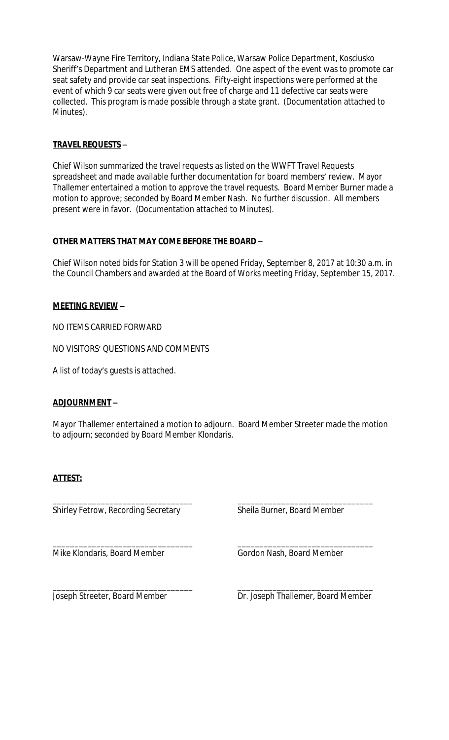Warsaw-Wayne Fire Territory, Indiana State Police, Warsaw Police Department, Kosciusko Sheriff's Department and Lutheran EMS attended. One aspect of the event was to promote car seat safety and provide car seat inspections. Fifty-eight inspections were performed at the event of which 9 car seats were given out free of charge and 11 defective car seats were collected. This program is made possible through a state grant. (Documentation attached to Minutes).

**TRAVEL REQUESTS** –

Chief Wilson summarized the travel requests as listed on the WWFT Travel Requests spreadsheet and made available further documentation for board members' review. Mayor Thallemer entertained a motion to approve the travel requests. Board Member Burner made a motion to approve; seconded by Board Member Nash. No further discussion. All members present were in favor. (Documentation attached to Minutes).

**OTHER MATTERS THAT MAY COME BEFORE THE BOARD –**

Chief Wilson noted bids for Station 3 will be opened Friday, September 8, 2017 at 10:30 a.m. in the Council Chambers and awarded at the Board of Works meeting Friday, September 15, 2017.

**MEETING REVIEW –**

NO ITEMS CARRIED FORWARD

NO VISITORS' QUESTIONS AND COMMENTS

A list of today's guests is attached.

**ADJOURNMENT –**

Mayor Thallemer entertained a motion to adjourn. Board Member Streeter made the motion to adjourn; seconded by Board Member Klondaris.

**ATTEST:**

| | |
|---|---|
| ______________________________ | ______________________________ |
| Shirley Fetrow, Recording Secretary | Sheila Burner, Board Member |
| ______________________________ | ______________________________ |
| Mike Klondaris, Board Member | Gordon Nash, Board Member |
| ______________________________ | ______________________________ |
| Joseph Streeter, Board Member | Dr. Joseph Thallemer, Board Member |